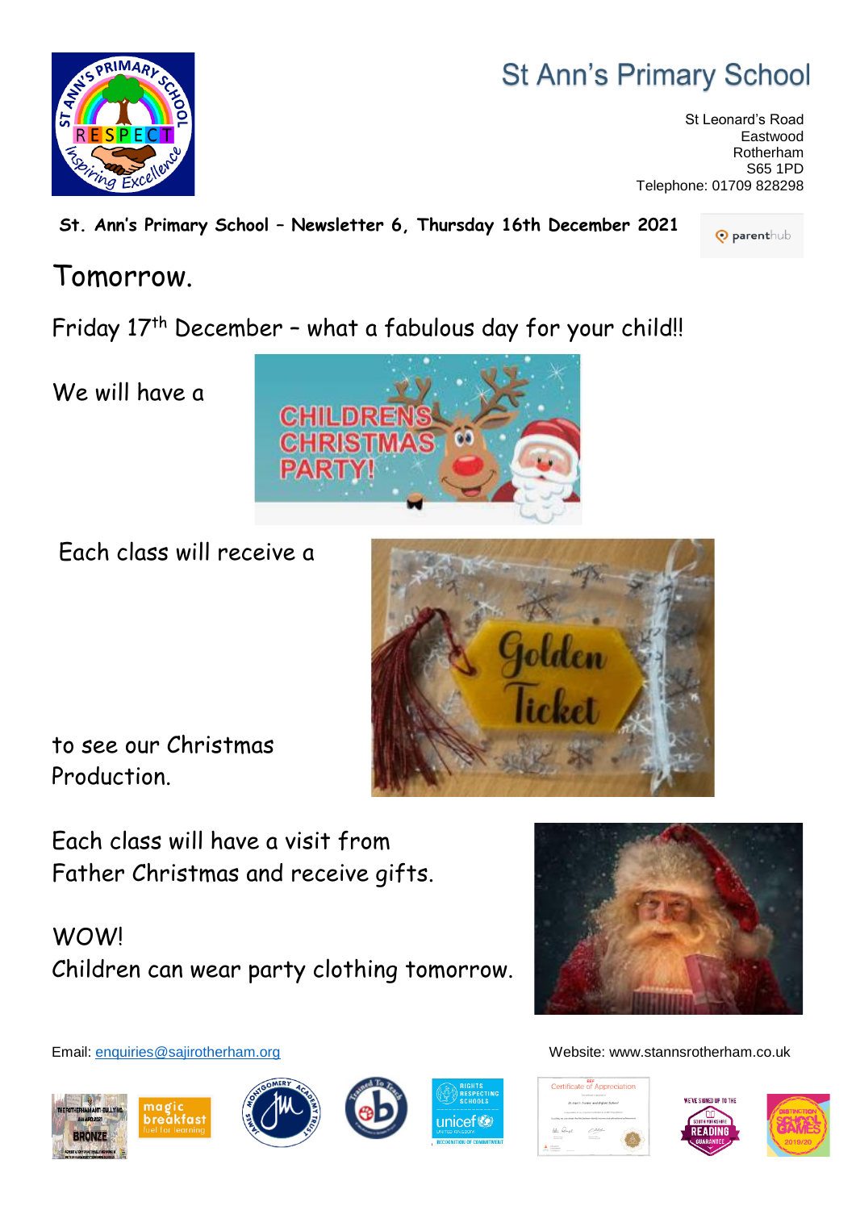# St Ann's Primary School

St Leonard's Road
Eastwood
Rotherham
S65 1PD
Telephone: 01709 828298

**St. Ann's Primary School – Newsletter 6, Thursday 16th December 2021**

## Tomorrow.

Friday 17th December – what a fabulous day for your child!!

We will have a

CHILDRENS CHRISTMAS PARTY!

Each class will receive a

Golden Ticket

to see our Christmas Production.

Each class will have a visit from Father Christmas and receive gifts.

WOW!
Children can wear party clothing tomorrow.

Email: enquiries@sajirotherham.org

Website: www.stannsrotherham.co.uk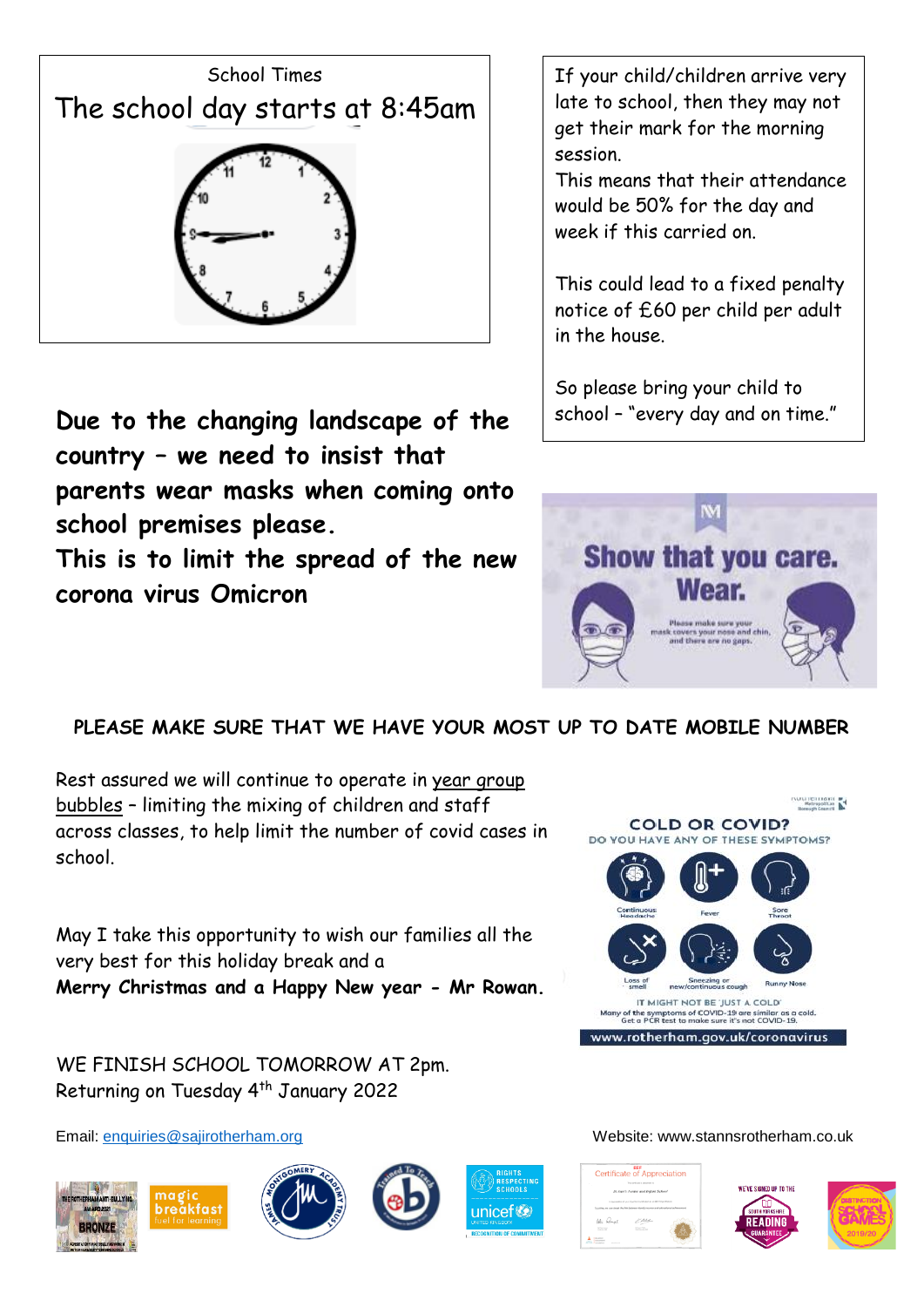School Times

The school day starts at 8:45am

If your child/children arrive very late to school, then they may not get their mark for the morning session.

This means that their attendance would be 50% for the day and week if this carried on.

This could lead to a fixed penalty notice of £60 per child per adult in the house.

So please bring your child to school – "every day and on time."

**Due to the changing landscape of the country – we need to insist that parents wear masks when coming onto school premises please.**

**This is to limit the spread of the new corona virus Omicron**

Show that you care. Wear.

Please make sure your mask covers your nose and chin, and there are no gaps.

**PLEASE MAKE SURE THAT WE HAVE YOUR MOST UP TO DATE MOBILE NUMBER**

Rest assured we will continue to operate in year group bubbles – limiting the mixing of children and staff across classes, to help limit the number of covid cases in school.

COLD OR COVID?
DO YOU HAVE ANY OF THESE SYMPTOMS?

Continuous Headache
Fever
Sore Throat
Loss of smell
Sneezing or new/continuous cough
Runny Nose

IT MIGHT NOT BE 'JUST A COLD'
Many of the symptoms of COVID-19 are similar as a cold. Get a PCR test to make sure it's not COVID-19.

www.rotherham.gov.uk/coronavirus

May I take this opportunity to wish our families all the very best for this holiday break and a **Merry Christmas and a Happy New year - Mr Rowan.**

WE FINISH SCHOOL TOMORROW AT 2pm.
Returning on Tuesday 4th January 2022

Email: enquiries@sajirotherham.org

Website: www.stannsrotherham.co.uk